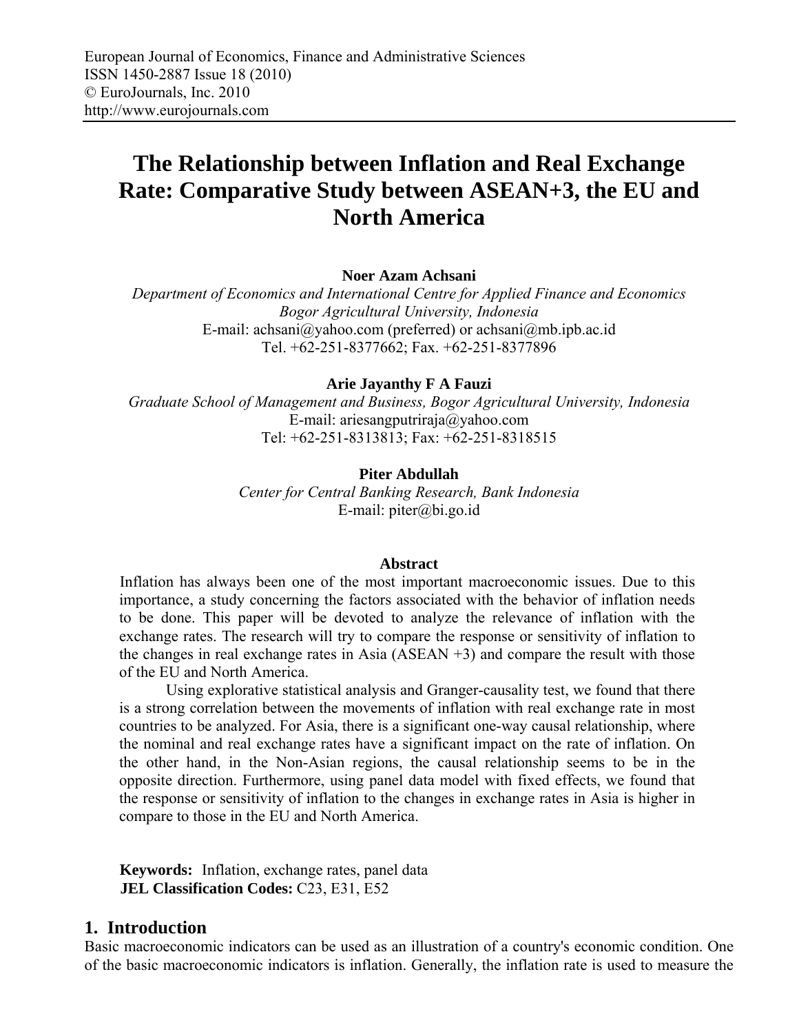# The Relationship between Inflation and Real Exchange Rate: Comparative Study between ASEAN+3, the EU and North America

**Noer Azam Achsani**

*Department of Economics and International Centre for Applied Finance and Economics*
*Bogor Agricultural University, Indonesia*
E-mail: achsani@yahoo.com (preferred) or achsani@mb.ipb.ac.id
Tel. +62-251-8377662; Fax. +62-251-8377896

**Arie Jayanthy F A Fauzi**

*Graduate School of Management and Business, Bogor Agricultural University, Indonesia*
E-mail: ariesangputriraja@yahoo.com
Tel: +62-251-8313813; Fax: +62-251-8318515

**Piter Abdullah**

*Center for Central Banking Research, Bank Indonesia*
E-mail: piter@bi.go.id

**Abstract**

Inflation has always been one of the most important macroeconomic issues. Due to this importance, a study concerning the factors associated with the behavior of inflation needs to be done. This paper will be devoted to analyze the relevance of inflation with the exchange rates. The research will try to compare the response or sensitivity of inflation to the changes in real exchange rates in Asia (ASEAN +3) and compare the result with those of the EU and North America.

Using explorative statistical analysis and Granger-causality test, we found that there is a strong correlation between the movements of inflation with real exchange rate in most countries to be analyzed. For Asia, there is a significant one-way causal relationship, where the nominal and real exchange rates have a significant impact on the rate of inflation. On the other hand, in the Non-Asian regions, the causal relationship seems to be in the opposite direction. Furthermore, using panel data model with fixed effects, we found that the response or sensitivity of inflation to the changes in exchange rates in Asia is higher in compare to those in the EU and North America.

**Keywords:** Inflation, exchange rates, panel data
**JEL Classification Codes:** C23, E31, E52

## 1. Introduction

Basic macroeconomic indicators can be used as an illustration of a country's economic condition. One of the basic macroeconomic indicators is inflation. Generally, the inflation rate is used to measure the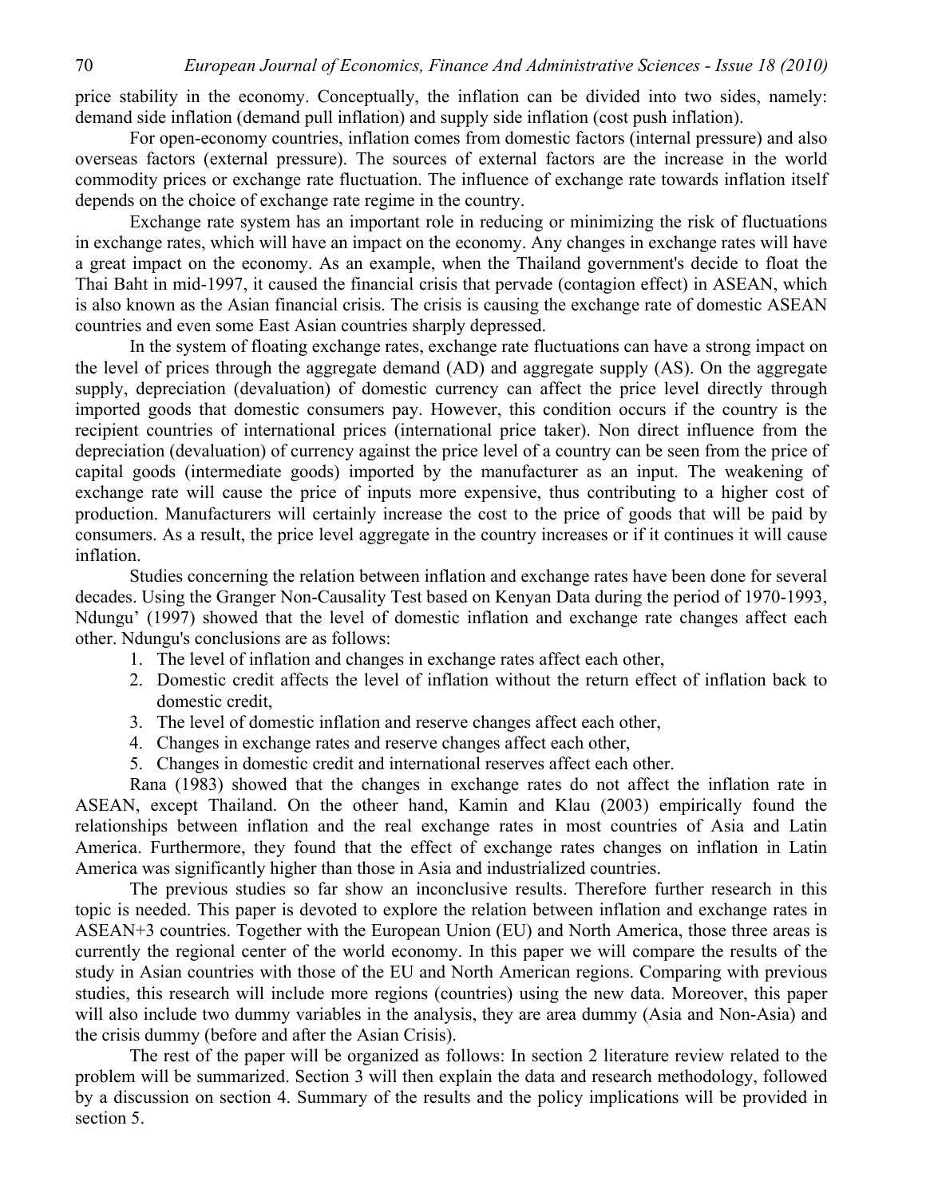price stability in the economy. Conceptually, the inflation can be divided into two sides, namely: demand side inflation (demand pull inflation) and supply side inflation (cost push inflation).

For open-economy countries, inflation comes from domestic factors (internal pressure) and also overseas factors (external pressure). The sources of external factors are the increase in the world commodity prices or exchange rate fluctuation. The influence of exchange rate towards inflation itself depends on the choice of exchange rate regime in the country.

Exchange rate system has an important role in reducing or minimizing the risk of fluctuations in exchange rates, which will have an impact on the economy. Any changes in exchange rates will have a great impact on the economy. As an example, when the Thailand government's decide to float the Thai Baht in mid-1997, it caused the financial crisis that pervade (contagion effect) in ASEAN, which is also known as the Asian financial crisis. The crisis is causing the exchange rate of domestic ASEAN countries and even some East Asian countries sharply depressed.

In the system of floating exchange rates, exchange rate fluctuations can have a strong impact on the level of prices through the aggregate demand (AD) and aggregate supply (AS). On the aggregate supply, depreciation (devaluation) of domestic currency can affect the price level directly through imported goods that domestic consumers pay. However, this condition occurs if the country is the recipient countries of international prices (international price taker). Non direct influence from the depreciation (devaluation) of currency against the price level of a country can be seen from the price of capital goods (intermediate goods) imported by the manufacturer as an input. The weakening of exchange rate will cause the price of inputs more expensive, thus contributing to a higher cost of production. Manufacturers will certainly increase the cost to the price of goods that will be paid by consumers. As a result, the price level aggregate in the country increases or if it continues it will cause inflation.

Studies concerning the relation between inflation and exchange rates have been done for several decades. Using the Granger Non-Causality Test based on Kenyan Data during the period of 1970-1993, Ndungu' (1997) showed that the level of domestic inflation and exchange rate changes affect each other. Ndungu's conclusions are as follows:

1. The level of inflation and changes in exchange rates affect each other,
2. Domestic credit affects the level of inflation without the return effect of inflation back to domestic credit,
3. The level of domestic inflation and reserve changes affect each other,
4. Changes in exchange rates and reserve changes affect each other,
5. Changes in domestic credit and international reserves affect each other.

Rana (1983) showed that the changes in exchange rates do not affect the inflation rate in ASEAN, except Thailand. On the otheer hand, Kamin and Klau (2003) empirically found the relationships between inflation and the real exchange rates in most countries of Asia and Latin America. Furthermore, they found that the effect of exchange rates changes on inflation in Latin America was significantly higher than those in Asia and industrialized countries.

The previous studies so far show an inconclusive results. Therefore further research in this topic is needed. This paper is devoted to explore the relation between inflation and exchange rates in ASEAN+3 countries. Together with the European Union (EU) and North America, those three areas is currently the regional center of the world economy. In this paper we will compare the results of the study in Asian countries with those of the EU and North American regions. Comparing with previous studies, this research will include more regions (countries) using the new data. Moreover, this paper will also include two dummy variables in the analysis, they are area dummy (Asia and Non-Asia) and the crisis dummy (before and after the Asian Crisis).

The rest of the paper will be organized as follows: In section 2 literature review related to the problem will be summarized. Section 3 will then explain the data and research methodology, followed by a discussion on section 4. Summary of the results and the policy implications will be provided in section 5.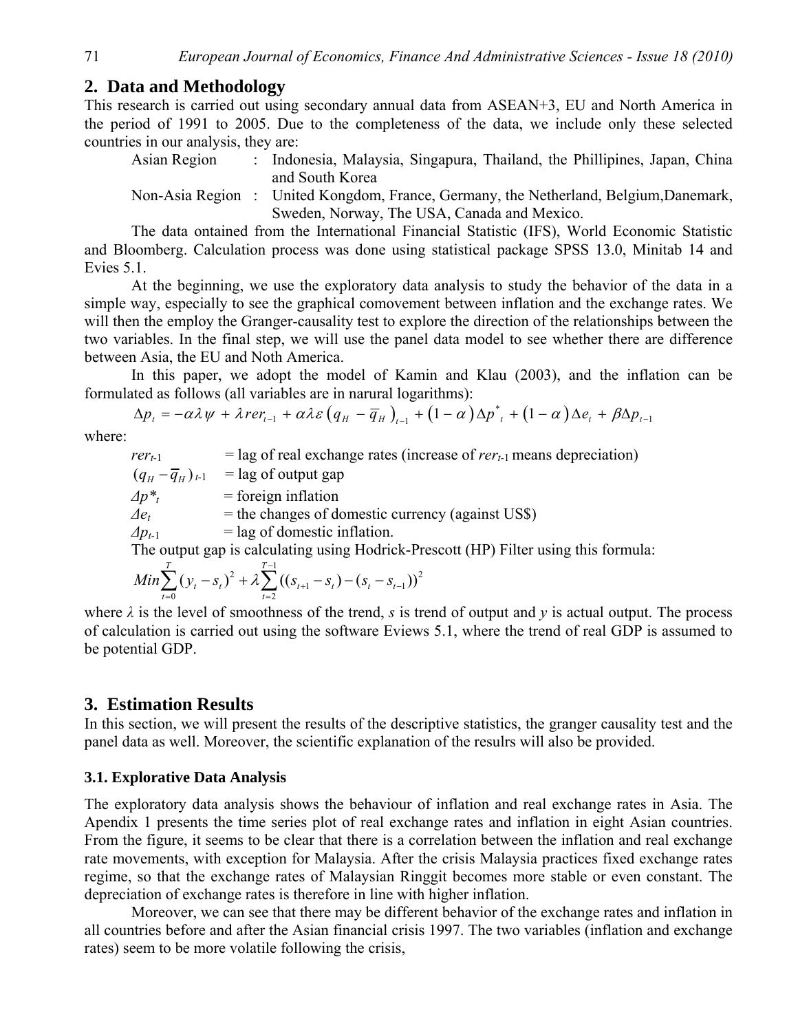## 2. Data and Methodology

This research is carried out using secondary annual data from ASEAN+3, EU and North America in the period of 1991 to 2005. Due to the completeness of the data, we include only these selected countries in our analysis, they are:

Asian Region : Indonesia, Malaysia, Singapura, Thailand, the Phillipines, Japan, China and South Korea

Non-Asia Region : United Kongdom, France, Germany, the Netherland, Belgium,Danemark, Sweden, Norway, The USA, Canada and Mexico.

The data ontained from the International Financial Statistic (IFS), World Economic Statistic and Bloomberg. Calculation process was done using statistical package SPSS 13.0, Minitab 14 and Evies 5.1.

At the beginning, we use the exploratory data analysis to study the behavior of the data in a simple way, especially to see the graphical comovement between inflation and the exchange rates. We will then the employ the Granger-causality test to explore the direction of the relationships between the two variables. In the final step, we will use the panel data model to see whether there are difference between Asia, the EU and Noth America.

In this paper, we adopt the model of Kamin and Klau (2003), and the inflation can be formulated as follows (all variables are in narural logarithms):

$$\Delta p_t = -\alpha \lambda \psi + \lambda rer_{t-1} + \alpha \lambda \varepsilon \left(q_H - \overline{q}_H\right)_{t-1} + \left(1-\alpha\right)\Delta p^*_t + \left(1-\alpha\right)\Delta e_t + \beta \Delta p_{t-1}$$

where:

$rer_{t-1}$ = lag of real exchange rates (increase of $rer_{t-1}$ means depreciation)

$(q_H - \overline{q}_H)_{t-1}$ = lag of output gap

$\Delta p^*_t$ = foreign inflation

$\Delta e_t$ = the changes of domestic currency (against US$)

$\Delta p_{t-1}$ = lag of domestic inflation.

The output gap is calculating using Hodrick-Prescott (HP) Filter using this formula:

$$Min \sum_{t=0}^{T} (y_t - s_t)^2 + \lambda \sum_{t=2}^{T-1} ((s_{t+1} - s_t) - (s_t - s_{t-1}))^2$$

where $\lambda$ is the level of smoothness of the trend, $s$ is trend of output and $y$ is actual output. The process of calculation is carried out using the software Eviews 5.1, where the trend of real GDP is assumed to be potential GDP.

## 3. Estimation Results

In this section, we will present the results of the descriptive statistics, the granger causality test and the panel data as well. Moreover, the scientific explanation of the resulrs will also be provided.

### 3.1. Explorative Data Analysis

The exploratory data analysis shows the behaviour of inflation and real exchange rates in Asia. The Apendix 1 presents the time series plot of real exchange rates and inflation in eight Asian countries. From the figure, it seems to be clear that there is a correlation between the inflation and real exchange rate movements, with exception for Malaysia. After the crisis Malaysia practices fixed exchange rates regime, so that the exchange rates of Malaysian Ringgit becomes more stable or even constant. The depreciation of exchange rates is therefore in line with higher inflation.

Moreover, we can see that there may be different behavior of the exchange rates and inflation in all countries before and after the Asian financial crisis 1997. The two variables (inflation and exchange rates) seem to be more volatile following the crisis,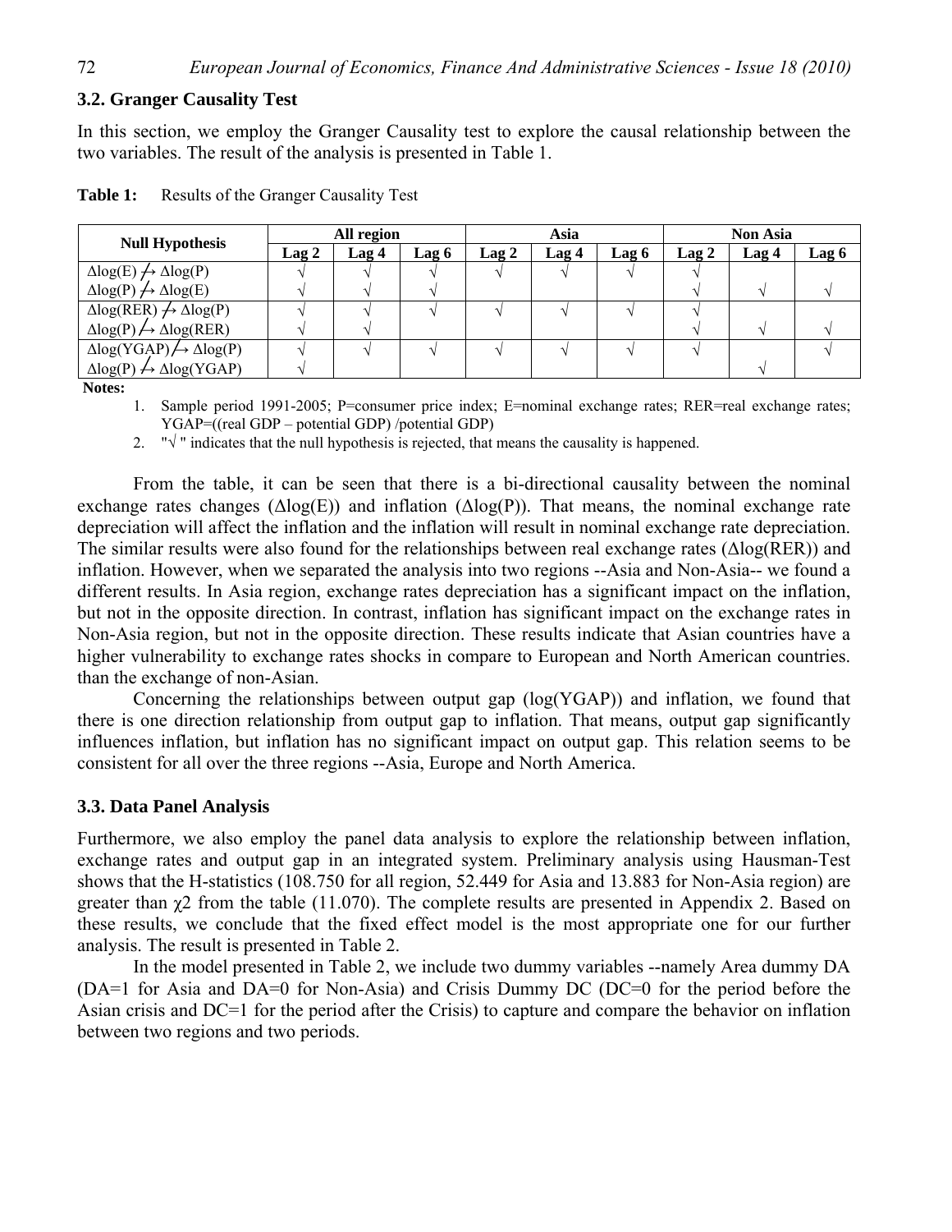### 3.2. Granger Causality Test

In this section, we employ the Granger Causality test to explore the causal relationship between the two variables. The result of the analysis is presented in Table 1.

**Table 1:** Results of the Granger Causality Test

| Null Hypothesis | All region | | | Asia | | | Non Asia | | |
|---|---|---|---|---|---|---|---|---|---|
| | Lag 2 | Lag 4 | Lag 6 | Lag 2 | Lag 4 | Lag 6 | Lag 2 | Lag 4 | Lag 6 |
| $\Delta\log(E) \not\to \Delta\log(P)$ | √ | √ | √ | √ | √ | √ | √ | | |
| $\Delta\log(P) \not\to \Delta\log(E)$ | √ | √ | √ | | | | √ | √ | √ |
| $\Delta\log(RER) \not\to \Delta\log(P)$ | √ | √ | √ | √ | √ | √ | √ | | |
| $\Delta\log(P) \not\to \Delta\log(RER)$ | √ | √ | | | | | √ | √ | √ |
| $\Delta\log(YGAP) \not\to \Delta\log(P)$ | √ | √ | √ | √ | √ | √ | √ | | √ |
| $\Delta\log(P) \not\to \Delta\log(YGAP)$ | √ | | | | | | | √ | |

**Notes:**

1. Sample period 1991-2005; P=consumer price index; E=nominal exchange rates; RER=real exchange rates; YGAP=((real GDP – potential GDP) /potential GDP)
2. "√ " indicates that the null hypothesis is rejected, that means the causality is happened.

From the table, it can be seen that there is a bi-directional causality between the nominal exchange rates changes ($\Delta\log(E)$) and inflation ($\Delta\log(P)$). That means, the nominal exchange rate depreciation will affect the inflation and the inflation will result in nominal exchange rate depreciation. The similar results were also found for the relationships between real exchange rates ($\Delta\log(RER)$) and inflation. However, when we separated the analysis into two regions --Asia and Non-Asia-- we found a different results. In Asia region, exchange rates depreciation has a significant impact on the inflation, but not in the opposite direction. In contrast, inflation has significant impact on the exchange rates in Non-Asia region, but not in the opposite direction. These results indicate that Asian countries have a higher vulnerability to exchange rates shocks in compare to European and North American countries. than the exchange of non-Asian.

Concerning the relationships between output gap (log(YGAP)) and inflation, we found that there is one direction relationship from output gap to inflation. That means, output gap significantly influences inflation, but inflation has no significant impact on output gap. This relation seems to be consistent for all over the three regions --Asia, Europe and North America.

### 3.3. Data Panel Analysis

Furthermore, we also employ the panel data analysis to explore the relationship between inflation, exchange rates and output gap in an integrated system. Preliminary analysis using Hausman-Test shows that the H-statistics (108.750 for all region, 52.449 for Asia and 13.883 for Non-Asia region) are greater than $\chi 2$ from the table (11.070). The complete results are presented in Appendix 2. Based on these results, we conclude that the fixed effect model is the most appropriate one for our further analysis. The result is presented in Table 2.

In the model presented in Table 2, we include two dummy variables --namely Area dummy DA (DA=1 for Asia and DA=0 for Non-Asia) and Crisis Dummy DC (DC=0 for the period before the Asian crisis and DC=1 for the period after the Crisis) to capture and compare the behavior on inflation between two regions and two periods.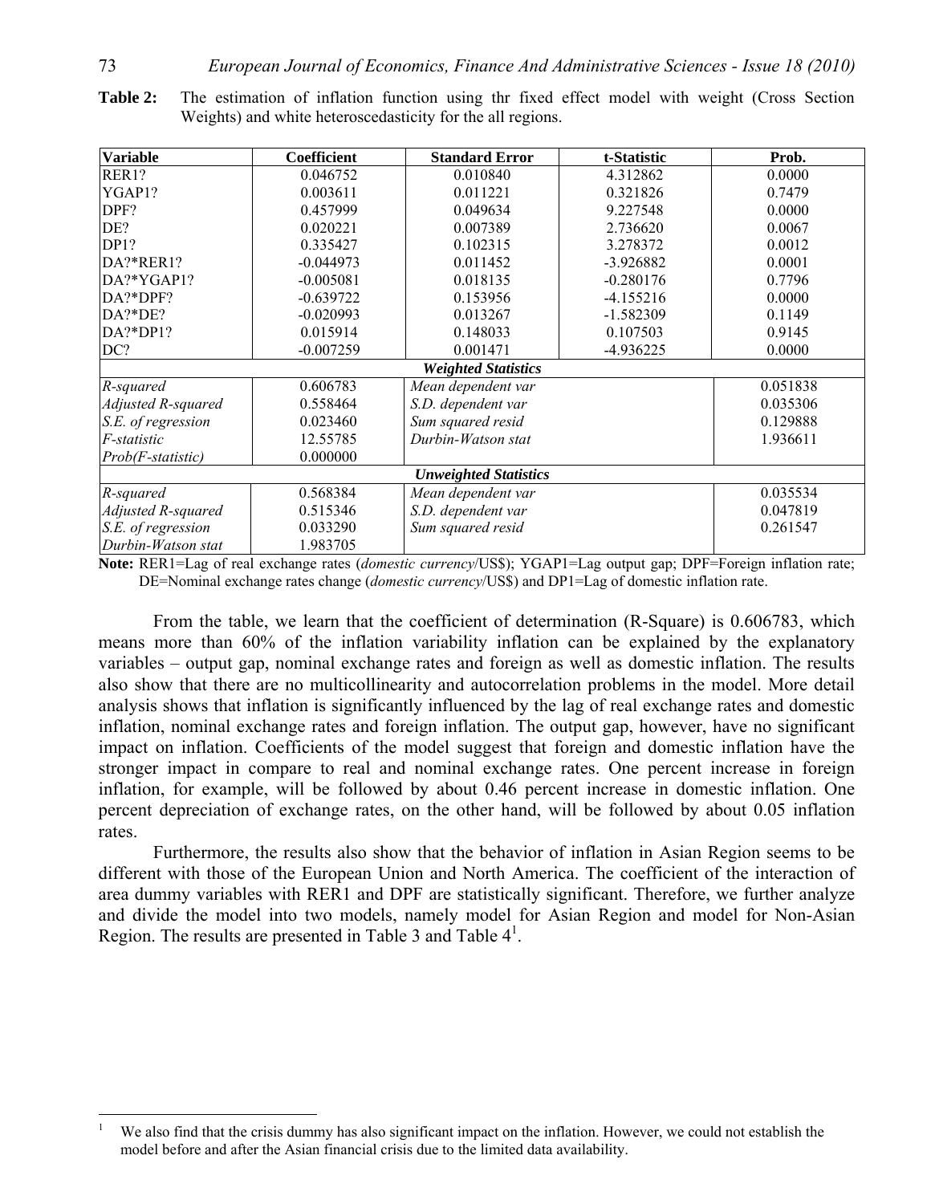**Table 2:** The estimation of inflation function using thr fixed effect model with weight (Cross Section Weights) and white heteroscedasticity for the all regions.

| Variable | Coefficient | Standard Error | t-Statistic | Prob. |
|---|---|---|---|---|
| RER1? | 0.046752 | 0.010840 | 4.312862 | 0.0000 |
| YGAP1? | 0.003611 | 0.011221 | 0.321826 | 0.7479 |
| DPF? | 0.457999 | 0.049634 | 9.227548 | 0.0000 |
| DE? | 0.020221 | 0.007389 | 2.736620 | 0.0067 |
| DP1? | 0.335427 | 0.102315 | 3.278372 | 0.0012 |
| DA?*RER1? | -0.044973 | 0.011452 | -3.926882 | 0.0001 |
| DA?*YGAP1? | -0.005081 | 0.018135 | -0.280176 | 0.7796 |
| DA?*DPF? | -0.639722 | 0.153956 | -4.155216 | 0.0000 |
| DA?*DE? | -0.020993 | 0.013267 | -1.582309 | 0.1149 |
| DA?*DP1? | 0.015914 | 0.148033 | 0.107503 | 0.9145 |
| DC? | -0.007259 | 0.001471 | -4.936225 | 0.0000 |
| ***Weighted Statistics*** | | | | |
| *R-squared* | 0.606783 | *Mean dependent var* | | 0.051838 |
| *Adjusted R-squared* | 0.558464 | *S.D. dependent var* | | 0.035306 |
| *S.E. of regression* | 0.023460 | *Sum squared resid* | | 0.129888 |
| *F-statistic* | 12.55785 | *Durbin-Watson stat* | | 1.936611 |
| *Prob(F-statistic)* | 0.000000 | | | |
| ***Unweighted Statistics*** | | | | |
| *R-squared* | 0.568384 | *Mean dependent var* | | 0.035534 |
| *Adjusted R-squared* | 0.515346 | *S.D. dependent var* | | 0.047819 |
| *S.E. of regression* | 0.033290 | *Sum squared resid* | | 0.261547 |
| *Durbin-Watson stat* | 1.983705 | | | |

**Note:** RER1=Lag of real exchange rates (*domestic currency*/US$); YGAP1=Lag output gap; DPF=Foreign inflation rate; DE=Nominal exchange rates change (*domestic currency*/US$) and DP1=Lag of domestic inflation rate.

From the table, we learn that the coefficient of determination (R-Square) is 0.606783, which means more than 60% of the inflation variability inflation can be explained by the explanatory variables – output gap, nominal exchange rates and foreign as well as domestic inflation. The results also show that there are no multicollinearity and autocorrelation problems in the model. More detail analysis shows that inflation is significantly influenced by the lag of real exchange rates and domestic inflation, nominal exchange rates and foreign inflation. The output gap, however, have no significant impact on inflation. Coefficients of the model suggest that foreign and domestic inflation have the stronger impact in compare to real and nominal exchange rates. One percent increase in foreign inflation, for example, will be followed by about 0.46 percent increase in domestic inflation. One percent depreciation of exchange rates, on the other hand, will be followed by about 0.05 inflation rates.

Furthermore, the results also show that the behavior of inflation in Asian Region seems to be different with those of the European Union and North America. The coefficient of the interaction of area dummy variables with RER1 and DPF are statistically significant. Therefore, we further analyze and divide the model into two models, namely model for Asian Region and model for Non-Asian Region. The results are presented in Table 3 and Table 4[1].

[1] We also find that the crisis dummy has also significant impact on the inflation. However, we could not establish the model before and after the Asian financial crisis due to the limited data availability.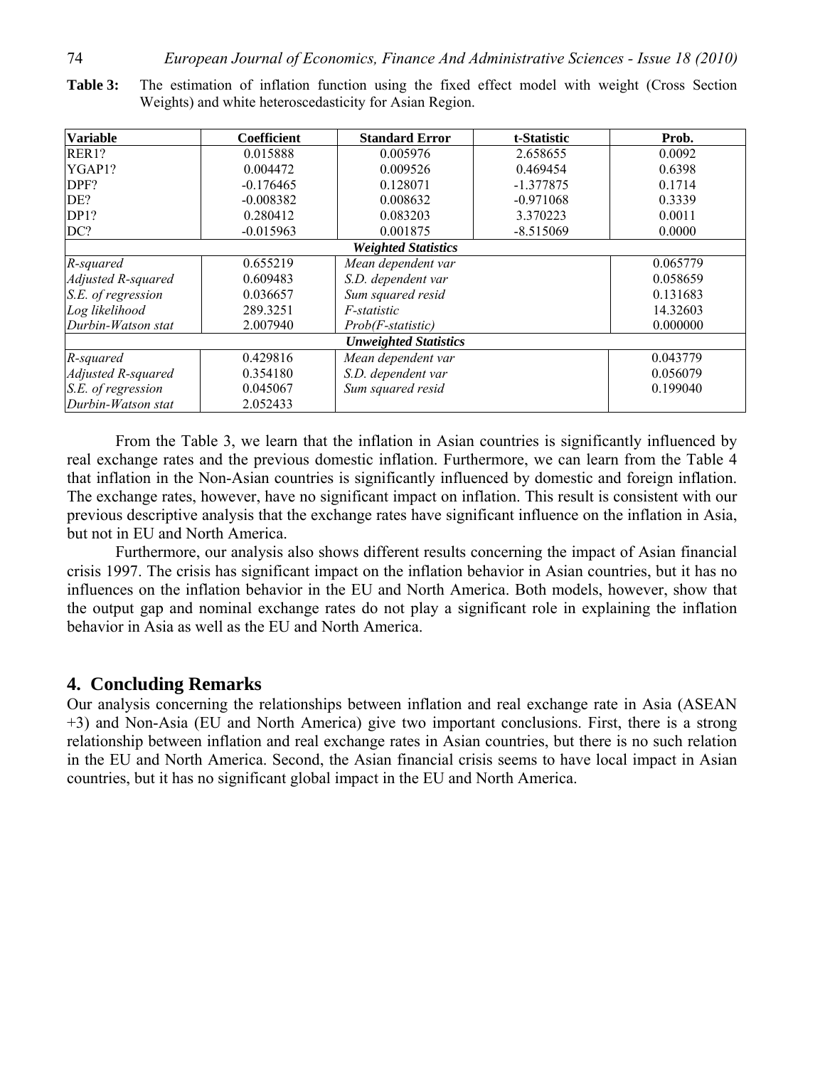**Table 3:** The estimation of inflation function using the fixed effect model with weight (Cross Section Weights) and white heteroscedasticity for Asian Region.

| Variable | Coefficient | Standard Error | t-Statistic | Prob. |
|---|---|---|---|---|
| RER1? | 0.015888 | 0.005976 | 2.658655 | 0.0092 |
| YGAP1? | 0.004472 | 0.009526 | 0.469454 | 0.6398 |
| DPF? | -0.176465 | 0.128071 | -1.377875 | 0.1714 |
| DE? | -0.008382 | 0.008632 | -0.971068 | 0.3339 |
| DP1? | 0.280412 | 0.083203 | 3.370223 | 0.0011 |
| DC? | -0.015963 | 0.001875 | -8.515069 | 0.0000 |
| ***Weighted Statistics*** | | | | |
| *R-squared* | 0.655219 | *Mean dependent var* | | 0.065779 |
| *Adjusted R-squared* | 0.609483 | *S.D. dependent var* | | 0.058659 |
| *S.E. of regression* | 0.036657 | *Sum squared resid* | | 0.131683 |
| *Log likelihood* | 289.3251 | *F-statistic* | | 14.32603 |
| *Durbin-Watson stat* | 2.007940 | *Prob(F-statistic)* | | 0.000000 |
| ***Unweighted Statistics*** | | | | |
| *R-squared* | 0.429816 | *Mean dependent var* | | 0.043779 |
| *Adjusted R-squared* | 0.354180 | *S.D. dependent var* | | 0.056079 |
| *S.E. of regression* | 0.045067 | *Sum squared resid* | | 0.199040 |
| *Durbin-Watson stat* | 2.052433 | | | |

From the Table 3, we learn that the inflation in Asian countries is significantly influenced by real exchange rates and the previous domestic inflation. Furthermore, we can learn from the Table 4 that inflation in the Non-Asian countries is significantly influenced by domestic and foreign inflation. The exchange rates, however, have no significant impact on inflation. This result is consistent with our previous descriptive analysis that the exchange rates have significant influence on the inflation in Asia, but not in EU and North America.

Furthermore, our analysis also shows different results concerning the impact of Asian financial crisis 1997. The crisis has significant impact on the inflation behavior in Asian countries, but it has no influences on the inflation behavior in the EU and North America. Both models, however, show that the output gap and nominal exchange rates do not play a significant role in explaining the inflation behavior in Asia as well as the EU and North America.

## 4. Concluding Remarks

Our analysis concerning the relationships between inflation and real exchange rate in Asia (ASEAN +3) and Non-Asia (EU and North America) give two important conclusions. First, there is a strong relationship between inflation and real exchange rates in Asian countries, but there is no such relation in the EU and North America. Second, the Asian financial crisis seems to have local impact in Asian countries, but it has no significant global impact in the EU and North America.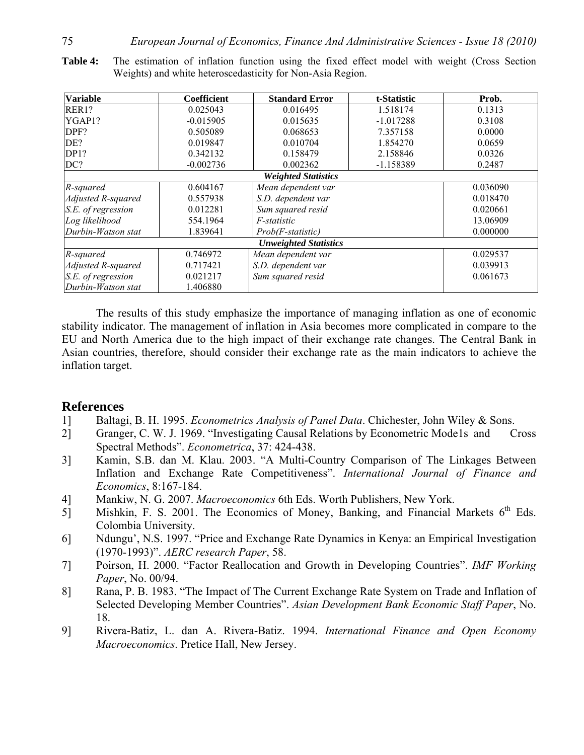**Table 4:** The estimation of inflation function using the fixed effect model with weight (Cross Section Weights) and white heteroscedasticity for Non-Asia Region.

| Variable | Coefficient | Standard Error | t-Statistic | Prob. |
|---|---|---|---|---|
| RER1? | 0.025043 | 0.016495 | 1.518174 | 0.1313 |
| YGAP1? | -0.015905 | 0.015635 | -1.017288 | 0.3108 |
| DPF? | 0.505089 | 0.068653 | 7.357158 | 0.0000 |
| DE? | 0.019847 | 0.010704 | 1.854270 | 0.0659 |
| DP1? | 0.342132 | 0.158479 | 2.158846 | 0.0326 |
| DC? | -0.002736 | 0.002362 | -1.158389 | 0.2487 |
| ***Weighted Statistics*** | | | | |
| *R-squared* | 0.604167 | *Mean dependent var* | | 0.036090 |
| *Adjusted R-squared* | 0.557938 | *S.D. dependent var* | | 0.018470 |
| *S.E. of regression* | 0.012281 | *Sum squared resid* | | 0.020661 |
| *Log likelihood* | 554.1964 | *F-statistic* | | 13.06909 |
| *Durbin-Watson stat* | 1.839641 | *Prob(F-statistic)* | | 0.000000 |
| ***Unweighted Statistics*** | | | | |
| *R-squared* | 0.746972 | *Mean dependent var* | | 0.029537 |
| *Adjusted R-squared* | 0.717421 | *S.D. dependent var* | | 0.039913 |
| *S.E. of regression* | 0.021217 | *Sum squared resid* | | 0.061673 |
| *Durbin-Watson stat* | 1.406880 | | | |

The results of this study emphasize the importance of managing inflation as one of economic stability indicator. The management of inflation in Asia becomes more complicated in compare to the EU and North America due to the high impact of their exchange rate changes. The Central Bank in Asian countries, therefore, should consider their exchange rate as the main indicators to achieve the inflation target.

## References

1] Baltagi, B. H. 1995. *Econometrics Analysis of Panel Data*. Chichester, John Wiley & Sons.

2] Granger, C. W. J. 1969. "Investigating Causal Relations by Econometric Mode1s and Cross Spectral Methods". *Econometrica*, 37: 424-438.

3] Kamin, S.B. dan M. Klau. 2003. "A Multi-Country Comparison of The Linkages Between Inflation and Exchange Rate Competitiveness". *International Journal of Finance and Economics*, 8:167-184.

4] Mankiw, N. G. 2007. *Macroeconomics* 6th Eds. Worth Publishers, New York.

5] Mishkin, F. S. 2001. The Economics of Money, Banking, and Financial Markets 6th Eds. Colombia University.

6] Ndungu', N.S. 1997. "Price and Exchange Rate Dynamics in Kenya: an Empirical Investigation (1970-1993)". *AERC research Paper*, 58.

7] Poirson, H. 2000. "Factor Reallocation and Growth in Developing Countries". *IMF Working Paper*, No. 00/94.

8] Rana, P. B. 1983. "The Impact of The Current Exchange Rate System on Trade and Inflation of Selected Developing Member Countries". *Asian Development Bank Economic Staff Paper*, No. 18.

9] Rivera-Batiz, L. dan A. Rivera-Batiz. 1994. *International Finance and Open Economy Macroeconomics*. Pretice Hall, New Jersey.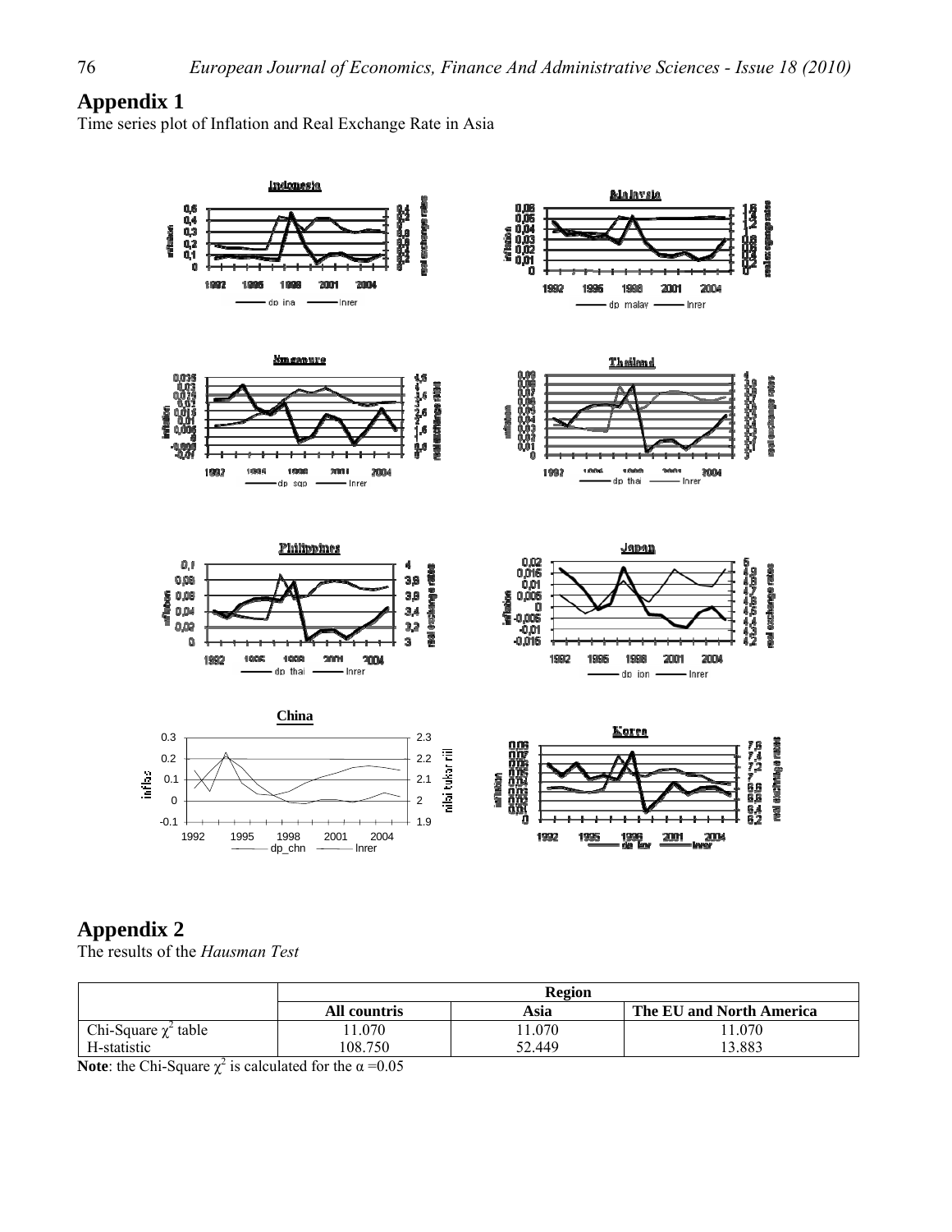## Appendix 1

Time series plot of Inflation and Real Exchange Rate in Asia

Indonesia

inflation

real exchange rates

1992 1995 1998 2001 2004

dp_ina lnrer

Malaysia

inflation

real exchange rates

1992 1995 1998 2001 2004

dp_malay lnrer

Singapore

inflation

real exchange rates

1992 1995 1998 2001 2004

dp_sgp lnrer

Thailand

inflation

real exchange rates

1992 1995 1998 2001 2004

dp_thai lnrer

Philippines

inflation

real exchange rates

1992 1995 1998 2001 2004

dp_thai lnrer

Japan

inflation

real exchange rates

1992 1995 1998 2001 2004

dp_jpn lnrer

China

inflasi

nilai tukar riil

1992 1995 1998 2001 2004

dp_chn lnrer

Korea

inflation

real exchange rates

1992 1995 1998 2001 2004

dp_kor lnrer

## Appendix 2

The results of the *Hausman Test*

| | Region | | |
|---|---|---|---|
| | **All countris** | **Asia** | **The EU and North America** |
| Chi-Square $\chi^2$ table | 11.070 | 11.070 | 11.070 |
| H-statistic | 108.750 | 52.449 | 13.883 |

**Note**: the Chi-Square $\chi^2$ is calculated for the $\alpha = 0.05$